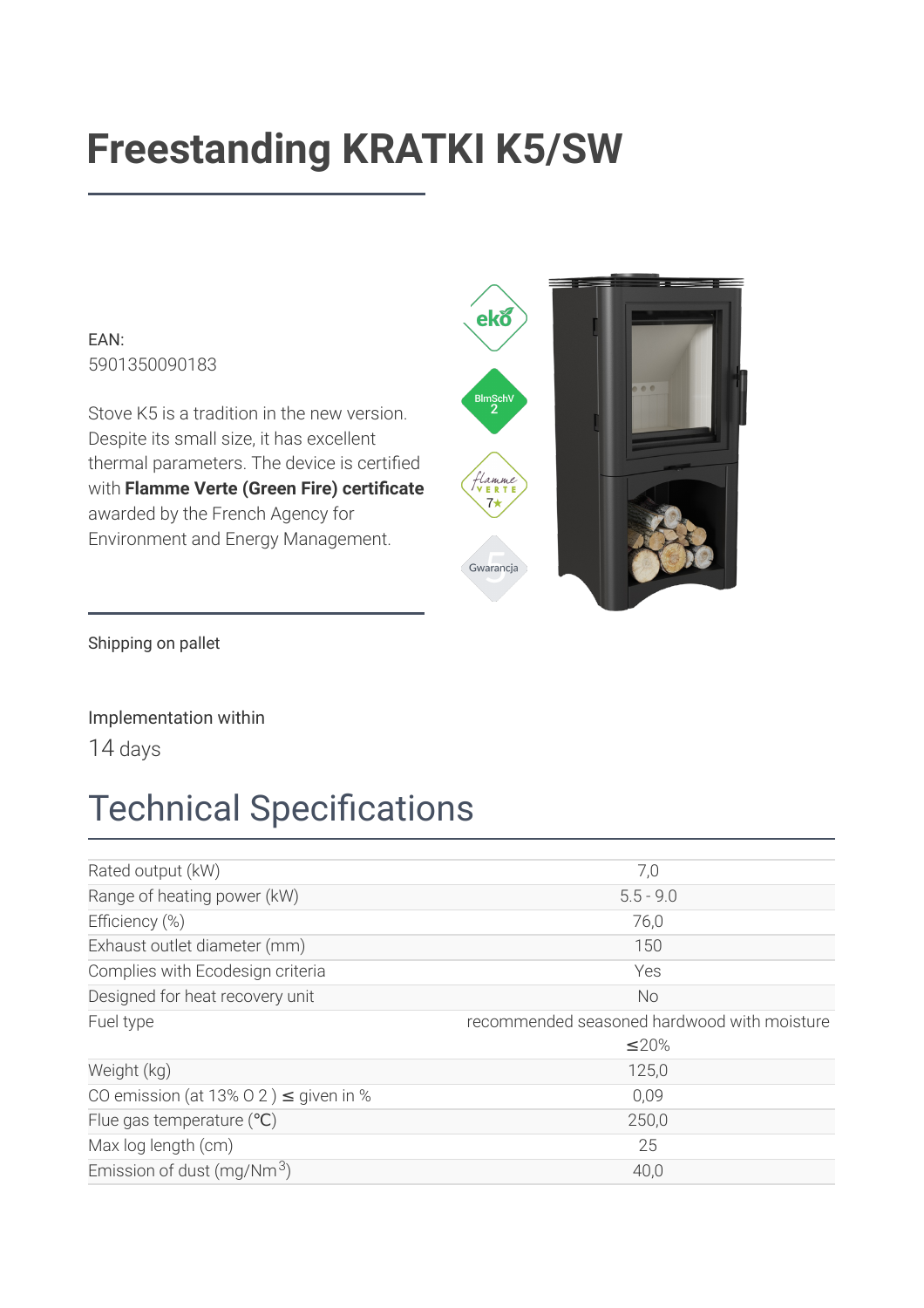# Freestanding KRATKI K5/SW

EAN:
5901350090183

Stove K5 is a tradition in the new version. Despite its small size, it has excellent thermal parameters. The device is certified with **Flamme Verte (Green Fire) certificate** awarded by the French Agency for Environment and Energy Management.

Shipping on pallet

Implementation within
14 days

## Technical Specifications

| | |
|---|---|
| Rated output (kW) | 7,0 |
| Range of heating power (kW) | 5.5 - 9.0 |
| Efficiency (%) | 76,0 |
| Exhaust outlet diameter (mm) | 150 |
| Complies with Ecodesign criteria | Yes |
| Designed for heat recovery unit | No |
| Fuel type | recommended seasoned hardwood with moisture ≤20% |
| Weight (kg) | 125,0 |
| CO emission (at 13% $O_2$) ≤ given in % | 0,09 |
| Flue gas temperature (℃) | 250,0 |
| Max log length (cm) | 25 |
| Emission of dust (mg/$Nm^3$) | 40,0 |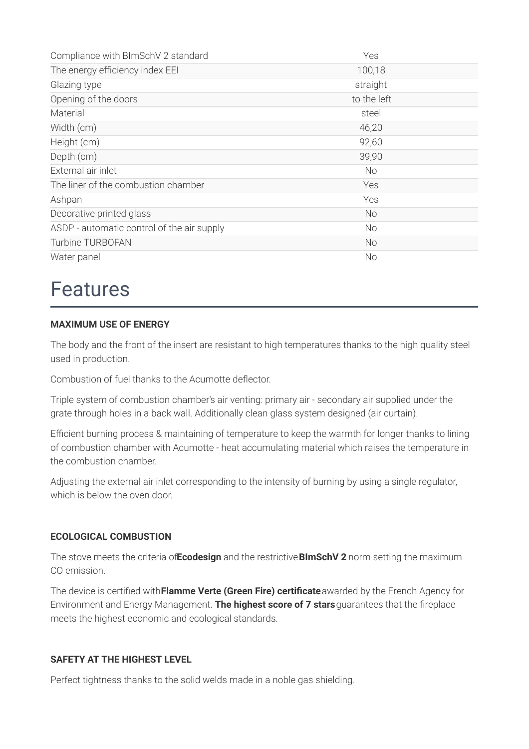| | |
|---|---|
| Compliance with BImSchV 2 standard | Yes |
| The energy efficiency index EEI | 100,18 |
| Glazing type | straight |
| Opening of the doors | to the left |
| Material | steel |
| Width (cm) | 46,20 |
| Height (cm) | 92,60 |
| Depth (cm) | 39,90 |
| External air inlet | No |
| The liner of the combustion chamber | Yes |
| Ashpan | Yes |
| Decorative printed glass | No |
| ASDP - automatic control of the air supply | No |
| Turbine TURBOFAN | No |
| Water panel | No |

# Features

**MAXIMUM USE OF ENERGY**

The body and the front of the insert are resistant to high temperatures thanks to the high quality steel used in production.

Combustion of fuel thanks to the Acumotte deflector.

Triple system of combustion chamber's air venting: primary air - secondary air supplied under the grate through holes in a back wall. Additionally clean glass system designed (air curtain).

Efficient burning process & maintaining of temperature to keep the warmth for longer thanks to lining of combustion chamber with Acumotte - heat accumulating material which raises the temperature in the combustion chamber.

Adjusting the external air inlet corresponding to the intensity of burning by using a single regulator, which is below the oven door.

**ECOLOGICAL COMBUSTION**

The stove meets the criteria of **Ecodesign** and the restrictive **BImSchV 2** norm setting the maximum CO emission.

The device is certified with **Flamme Verte (Green Fire) certificate** awarded by the French Agency for Environment and Energy Management. **The highest score of 7 stars** guarantees that the fireplace meets the highest economic and ecological standards.

**SAFETY AT THE HIGHEST LEVEL**

Perfect tightness thanks to the solid welds made in a noble gas shielding.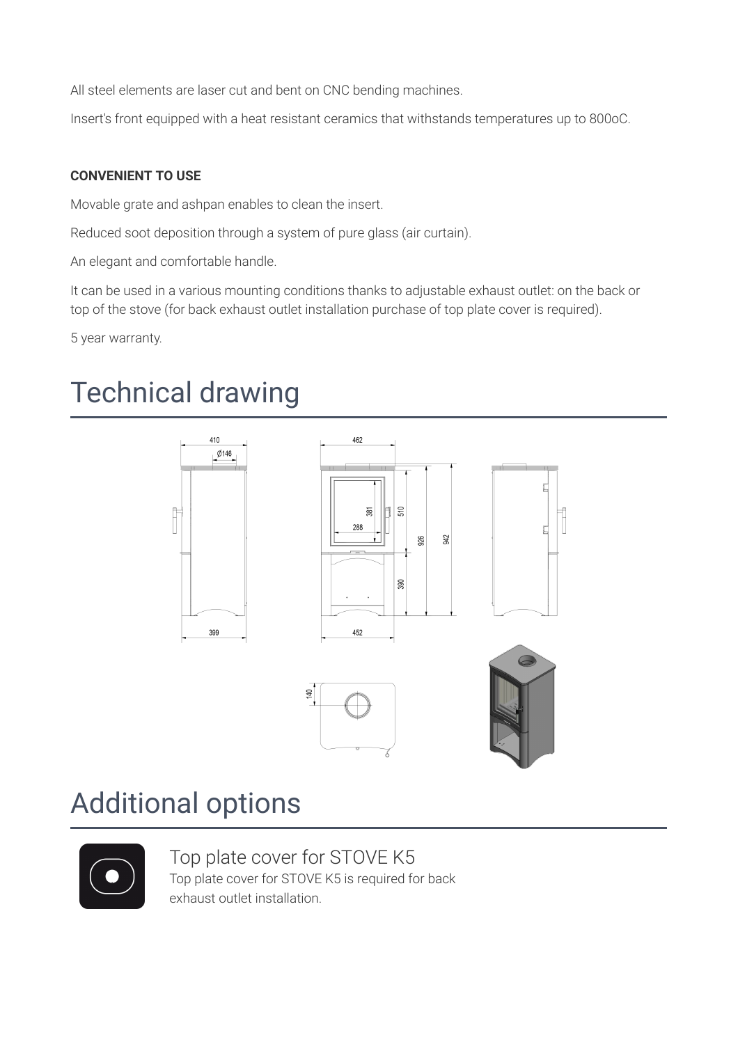All steel elements are laser cut and bent on CNC bending machines.

Insert's front equipped with a heat resistant ceramics that withstands temperatures up to 800oC.

**CONVENIENT TO USE**

Movable grate and ashpan enables to clean the insert.

Reduced soot deposition through a system of pure glass (air curtain).

An elegant and comfortable handle.

It can be used in a various mounting conditions thanks to adjustable exhaust outlet: on the back or top of the stove (for back exhaust outlet installation purchase of top plate cover is required).

5 year warranty.

# Technical drawing

# Additional options

### Top plate cover for STOVE K5

Top plate cover for STOVE K5 is required for back exhaust outlet installation.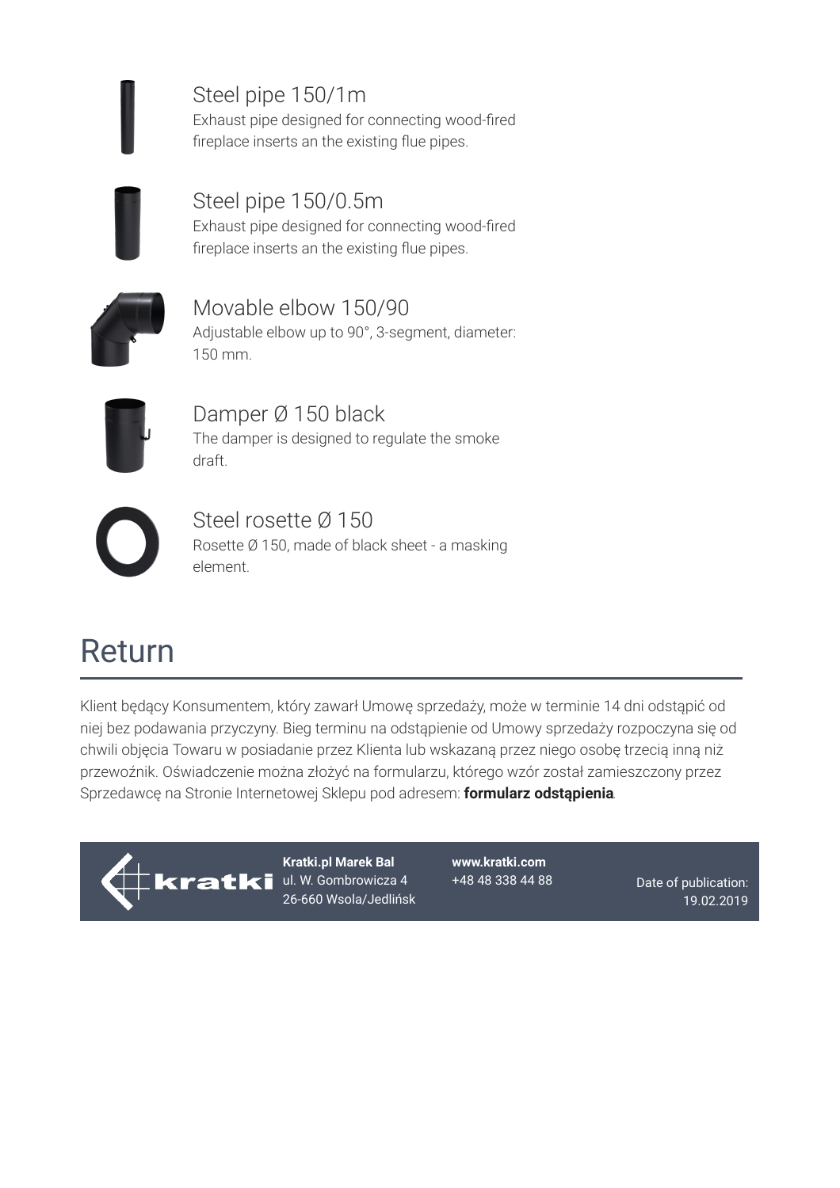### Steel pipe 150/1m

Exhaust pipe designed for connecting wood-fired fireplace inserts an the existing flue pipes.

### Steel pipe 150/0.5m

Exhaust pipe designed for connecting wood-fired fireplace inserts an the existing flue pipes.

### Movable elbow 150/90

Adjustable elbow up to 90°, 3-segment, diameter: 150 mm.

### Damper Ø 150 black

The damper is designed to regulate the smoke draft.

### Steel rosette Ø 150

Rosette Ø 150, made of black sheet - a masking element.

# Return

Klient będący Konsumentem, który zawarł Umowę sprzedaży, może w terminie 14 dni odstąpić od niej bez podawania przyczyny. Bieg terminu na odstąpienie od Umowy sprzedaży rozpoczyna się od chwili objęcia Towaru w posiadanie przez Klienta lub wskazaną przez niego osobę trzecią inną niż przewoźnik. Oświadczenie można złożyć na formularzu, którego wzór został zamieszczony przez Sprzedawcę na Stronie Internetowej Sklepu pod adresem: **formularz odstąpienia**.

**Kratki.pl Marek Bal**
ul. W. Gombrowicza 4
26-660 Wsola/Jedlińsk

**www.kratki.com**
+48 48 338 44 88

Date of publication: 19.02.2019